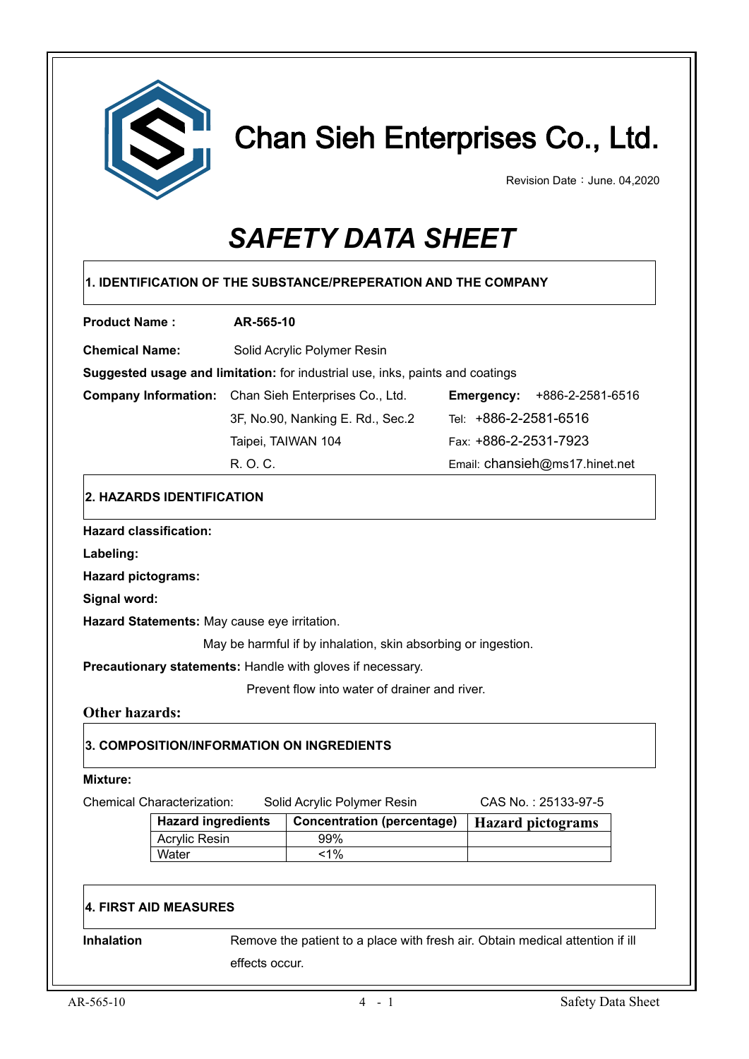# Chan Sieh Enterprises Co., Ltd.

Revision Date：June. 04,2020

# *SAFETY DATA SHEET*

## 1. IDENTIFICATION OF THE SUBSTANCE/PREPERATION AND THE COMPANY

**Product Name :** **AR-565-10**

**Chemical Name:** Solid Acrylic Polymer Resin

**Suggested usage and limitation:** for industrial use, inks, paints and coatings

**Company Information:** Chan Sieh Enterprises Co., Ltd.
3F, No.90, Nanking E. Rd., Sec.2
Taipei, TAIWAN 104
R. O. C.

**Emergency:** +886-2-2581-6516
Tel: +886-2-2581-6516
Fax: +886-2-2531-7923
Email: chansieh@ms17.hinet.net

## 2. HAZARDS IDENTIFICATION

**Hazard classification:**

**Labeling:**

**Hazard pictograms:**

**Signal word:**

**Hazard Statements:** May cause eye irritation.
May be harmful if by inhalation, skin absorbing or ingestion.

**Precautionary statements:** Handle with gloves if necessary.
Prevent flow into water of drainer and river.

**Other hazards:**

## 3. COMPOSITION/INFORMATION ON INGREDIENTS

**Mixture:**

Chemical Characterization: Solid Acrylic Polymer Resin CAS No. : 25133-97-5

| Hazard ingredients | Concentration (percentage) | Hazard pictograms |
|---|---|---|
| Acrylic Resin | 99% | |
| Water | <1% | |

## 4. FIRST AID MEASURES

**Inhalation** Remove the patient to a place with fresh air. Obtain medical attention if ill effects occur.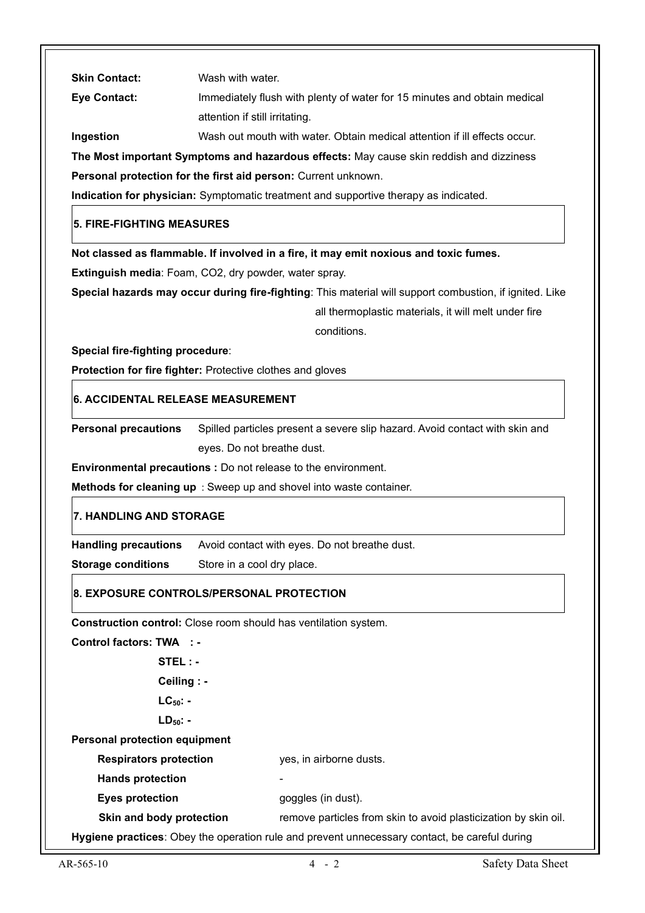**Skin Contact:** Wash with water.

**Eye Contact:** Immediately flush with plenty of water for 15 minutes and obtain medical attention if still irritating.

**Ingestion** Wash out mouth with water. Obtain medical attention if ill effects occur.

**The Most important Symptoms and hazardous effects:** May cause skin reddish and dizziness

**Personal protection for the first aid person:** Current unknown.

**Indication for physician:** Symptomatic treatment and supportive therapy as indicated.

## 5. FIRE-FIGHTING MEASURES

**Not classed as flammable. If involved in a fire, it may emit noxious and toxic fumes.**

**Extinguish media**: Foam, CO2, dry powder, water spray.

**Special hazards may occur during fire-fighting**: This material will support combustion, if ignited. Like all thermoplastic materials, it will melt under fire conditions.

**Special fire-fighting procedure**:

**Protection for fire fighter:** Protective clothes and gloves

## 6. ACCIDENTAL RELEASE MEASUREMENT

**Personal precautions** Spilled particles present a severe slip hazard. Avoid contact with skin and eyes. Do not breathe dust.

**Environmental precautions :** Do not release to the environment.

**Methods for cleaning up** : Sweep up and shovel into waste container.

## 7. HANDLING AND STORAGE

**Handling precautions** Avoid contact with eyes. Do not breathe dust.

**Storage conditions** Store in a cool dry place.

## 8. EXPOSURE CONTROLS/PERSONAL PROTECTION

**Construction control:** Close room should has ventilation system.

**Control factors: TWA : -**

**STEL : -**

**Ceiling : -**

**$LC_{50}$: -**

**$LD_{50}$: -**

**Personal protection equipment**

| | |
|---|---|
| **Respirators protection** | yes, in airborne dusts. |
| **Hands protection** | - |
| **Eyes protection** | goggles (in dust). |
| **Skin and body protection** | remove particles from skin to avoid plasticization by skin oil. |

**Hygiene practices**: Obey the operation rule and prevent unnecessary contact, be careful during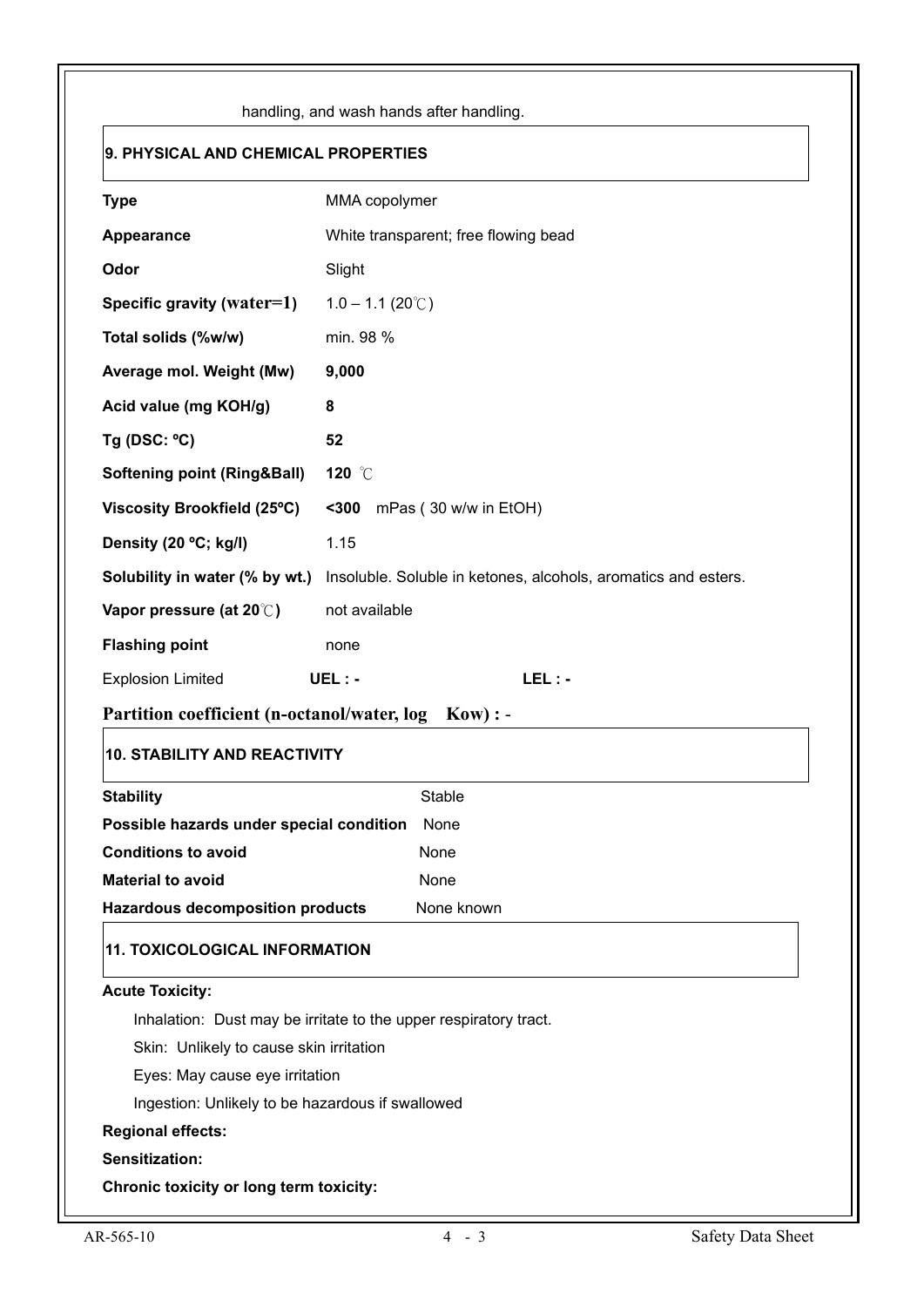handling, and wash hands after handling.

## 9. PHYSICAL AND CHEMICAL PROPERTIES

| | |
|---|---|
| **Type** | MMA copolymer |
| **Appearance** | White transparent; free flowing bead |
| **Odor** | Slight |
| **Specific gravity (water=1)** | 1.0 – 1.1 (20℃) |
| **Total solids (%w/w)** | min. 98 % |
| **Average mol. Weight (Mw)** | **9,000** |
| **Acid value (mg KOH/g)** | **8** |
| **Tg (DSC: ºC)** | **52** |
| **Softening point (Ring&Ball)** | **120** ℃ |
| **Viscosity Brookfield (25ºC)** | **<300** mPas ( 30 w/w in EtOH) |
| **Density (20 ºC; kg/l)** | 1.15 |
| **Solubility in water (% by wt.)** | Insoluble. Soluble in ketones, alcohols, aromatics and esters. |
| **Vapor pressure (at 20℃)** | not available |
| **Flashing point** | none |
| Explosion Limited | **UEL : -** **LEL : -** |

**Partition coefficient (n-octanol/water, log Kow) :** -

## 10. STABILITY AND REACTIVITY

| | |
|---|---|
| **Stability** | Stable |
| **Possible hazards under special condition** | None |
| **Conditions to avoid** | None |
| **Material to avoid** | None |
| **Hazardous decomposition products** | None known |

## 11. TOXICOLOGICAL INFORMATION

**Acute Toxicity:**

Inhalation: Dust may be irritate to the upper respiratory tract.

Skin: Unlikely to cause skin irritation

Eyes: May cause eye irritation

Ingestion: Unlikely to be hazardous if swallowed

**Regional effects:**

**Sensitization:**

**Chronic toxicity or long term toxicity:**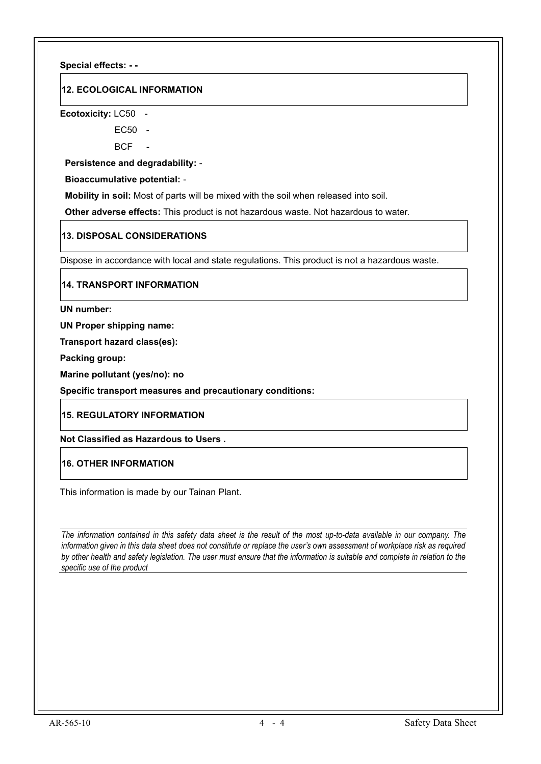**Special effects: - -**

## 12. ECOLOGICAL INFORMATION

**Ecotoxicity:** LC50 -

EC50 -

BCF -

**Persistence and degradability:** -

**Bioaccumulative potential:** -

**Mobility in soil:** Most of parts will be mixed with the soil when released into soil.

**Other adverse effects:** This product is not hazardous waste. Not hazardous to water.

## 13. DISPOSAL CONSIDERATIONS

Dispose in accordance with local and state regulations. This product is not a hazardous waste.

## 14. TRANSPORT INFORMATION

**UN number:**

**UN Proper shipping name:**

**Transport hazard class(es):**

**Packing group:**

**Marine pollutant (yes/no): no**

**Specific transport measures and precautionary conditions:**

## 15. REGULATORY INFORMATION

**Not Classified as Hazardous to Users .**

## 16. OTHER INFORMATION

This information is made by our Tainan Plant.

*The information contained in this safety data sheet is the result of the most up-to-data available in our company. The information given in this data sheet does not constitute or replace the user's own assessment of workplace risk as required by other health and safety legislation. The user must ensure that the information is suitable and complete in relation to the specific use of the product*